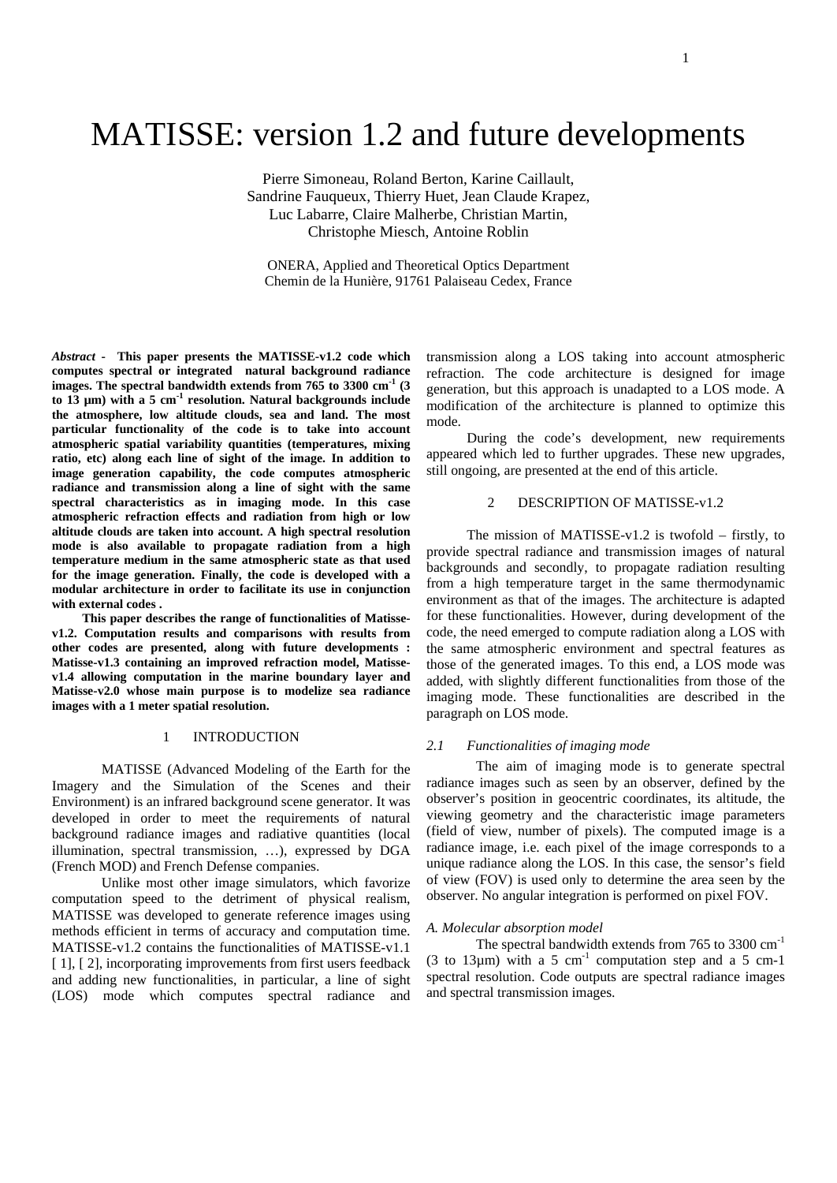# MATISSE: version 1.2 and future developments

Pierre Simoneau, Roland Berton, Karine Caillault,
Sandrine Fauqueux, Thierry Huet, Jean Claude Krapez,
Luc Labarre, Claire Malherbe, Christian Martin,
Christophe Miesch, Antoine Roblin

ONERA, Applied and Theoretical Optics Department
Chemin de la Hunière, 91761 Palaiseau Cedex, France

***Abstract* - This paper presents the MATISSE-v1.2 code which computes spectral or integrated natural background radiance images. The spectral bandwidth extends from 765 to 3300 cm$^{-1}$ (3 to 13 µm) with a 5 cm$^{-1}$ resolution. Natural backgrounds include the atmosphere, low altitude clouds, sea and land. The most particular functionality of the code is to take into account atmospheric spatial variability quantities (temperatures, mixing ratio, etc) along each line of sight of the image. In addition to image generation capability, the code computes atmospheric radiance and transmission along a line of sight with the same spectral characteristics as in imaging mode. In this case atmospheric refraction effects and radiation from high or low altitude clouds are taken into account. A high spectral resolution mode is also available to propagate radiation from a high temperature medium in the same atmospheric state as that used for the image generation. Finally, the code is developed with a modular architecture in order to facilitate its use in conjunction with external codes .**

**This paper describes the range of functionalities of Matisse-v1.2. Computation results and comparisons with results from other codes are presented, along with future developments : Matisse-v1.3 containing an improved refraction model, Matisse-v1.4 allowing computation in the marine boundary layer and Matisse-v2.0 whose main purpose is to modelize sea radiance images with a 1 meter spatial resolution.**

## 1 INTRODUCTION

MATISSE (Advanced Modeling of the Earth for the Imagery and the Simulation of the Scenes and their Environment) is an infrared background scene generator. It was developed in order to meet the requirements of natural background radiance images and radiative quantities (local illumination, spectral transmission, …), expressed by DGA (French MOD) and French Defense companies.

Unlike most other image simulators, which favorize computation speed to the detriment of physical realism, MATISSE was developed to generate reference images using methods efficient in terms of accuracy and computation time. MATISSE-v1.2 contains the functionalities of MATISSE-v1.1 [ 1], [ 2], incorporating improvements from first users feedback and adding new functionalities, in particular, a line of sight (LOS) mode which computes spectral radiance and transmission along a LOS taking into account atmospheric refraction. The code architecture is designed for image generation, but this approach is unadapted to a LOS mode. A modification of the architecture is planned to optimize this mode.

During the code's development, new requirements appeared which led to further upgrades. These new upgrades, still ongoing, are presented at the end of this article.

## 2 DESCRIPTION OF MATISSE-v1.2

The mission of MATISSE-v1.2 is twofold – firstly, to provide spectral radiance and transmission images of natural backgrounds and secondly, to propagate radiation resulting from a high temperature target in the same thermodynamic environment as that of the images. The architecture is adapted for these functionalities. However, during development of the code, the need emerged to compute radiation along a LOS with the same atmospheric environment and spectral features as those of the generated images. To this end, a LOS mode was added, with slightly different functionalities from those of the imaging mode. These functionalities are described in the paragraph on LOS mode.

### *2.1 Functionalities of imaging mode*

The aim of imaging mode is to generate spectral radiance images such as seen by an observer, defined by the observer's position in geocentric coordinates, its altitude, the viewing geometry and the characteristic image parameters (field of view, number of pixels). The computed image is a radiance image, i.e. each pixel of the image corresponds to a unique radiance along the LOS. In this case, the sensor's field of view (FOV) is used only to determine the area seen by the observer. No angular integration is performed on pixel FOV.

#### *A. Molecular absorption model*

The spectral bandwidth extends from 765 to 3300 cm$^{-1}$ (3 to 13µm) with a 5 cm$^{-1}$ computation step and a 5 cm-1 spectral resolution. Code outputs are spectral radiance images and spectral transmission images.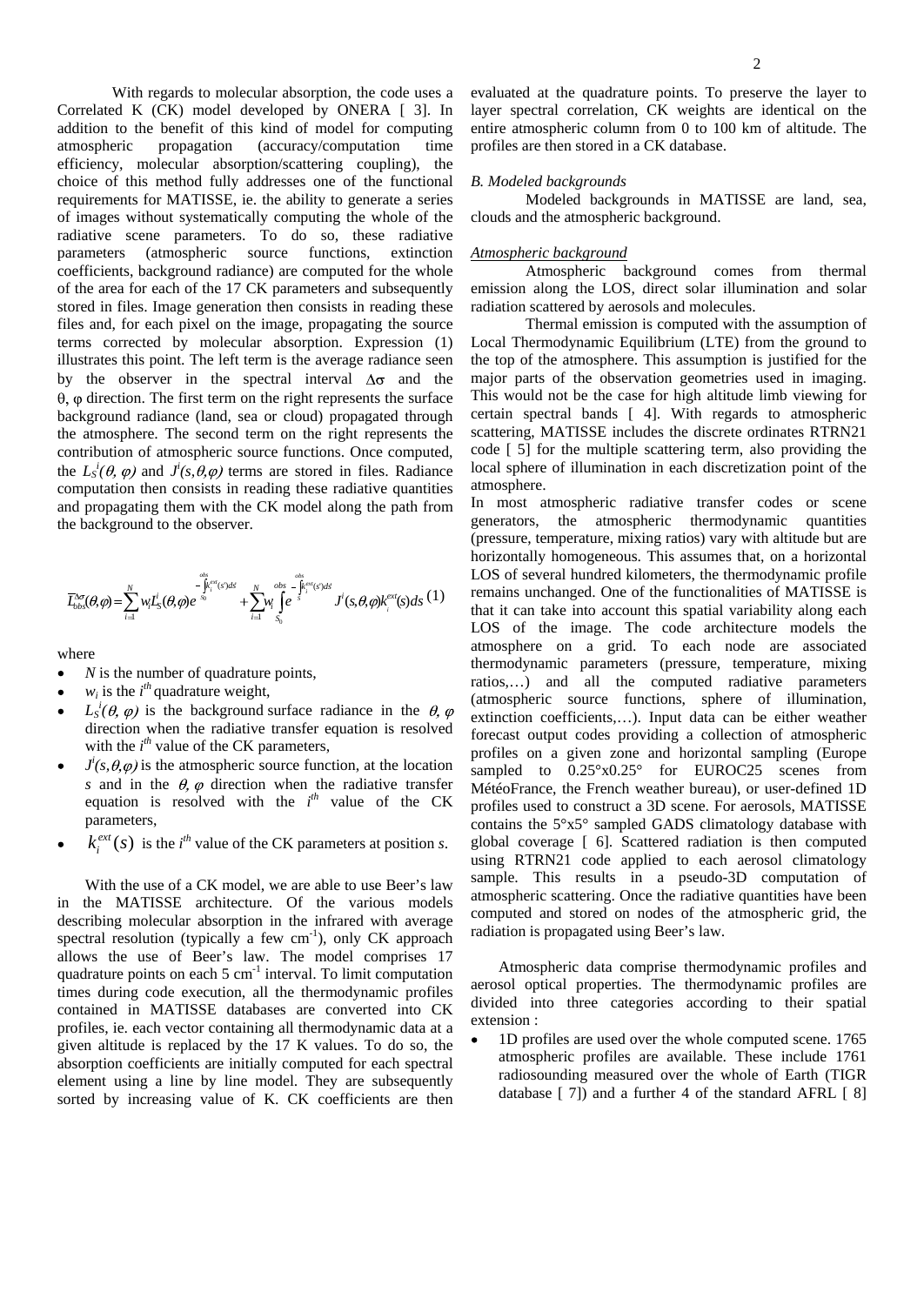With regards to molecular absorption, the code uses a Correlated K (CK) model developed by ONERA [ 3]. In addition to the benefit of this kind of model for computing atmospheric propagation (accuracy/computation time efficiency, molecular absorption/scattering coupling), the choice of this method fully addresses one of the functional requirements for MATISSE, ie. the ability to generate a series of images without systematically computing the whole of the radiative scene parameters. To do so, these radiative parameters (atmospheric source functions, extinction coefficients, background radiance) are computed for the whole of the area for each of the 17 CK parameters and subsequently stored in files. Image generation then consists in reading these files and, for each pixel on the image, propagating the source terms corrected by molecular absorption. Expression (1) illustrates this point. The left term is the average radiance seen by the observer in the spectral interval $\Delta\sigma$ and the $\theta$, $\varphi$ direction. The first term on the right represents the surface background radiance (land, sea or cloud) propagated through the atmosphere. The second term on the right represents the contribution of atmospheric source functions. Once computed, the $L_S^i(\theta, \varphi)$ and $J^i(s,\theta,\varphi)$ terms are stored in files. Radiance computation then consists in reading these radiative quantities and propagating them with the CK model along the path from the background to the observer.

$$\overline{L}_{obs}^{\Delta\sigma}(\theta,\varphi) = \sum_{i=1}^{N} w_i L_S^i(\theta,\varphi) e^{-\int_{S_0}^{obs} k_i^{ext}(s')ds'} + \sum_{i=1}^{N} w_i \int_{S_0}^{obs} e^{-\int_{s}^{obs} k_i^{ext}(s')ds'} J^i(s,\theta,\varphi) k_i^{ext}(s) ds \quad (1)$$

where

- $N$ is the number of quadrature points,
- $w_i$ is the $i^{th}$ quadrature weight,
- $L_S^i(\theta, \varphi)$ is the background surface radiance in the $\theta, \varphi$ direction when the radiative transfer equation is resolved with the $i^{th}$ value of the CK parameters,
- $J^i(s,\theta,\varphi)$ is the atmospheric source function, at the location $s$ and in the $\theta, \varphi$ direction when the radiative transfer equation is resolved with the $i^{th}$ value of the CK parameters,
- $k_i^{ext}(s)$ is the $i^{th}$ value of the CK parameters at position $s$.

With the use of a CK model, we are able to use Beer's law in the MATISSE architecture. Of the various models describing molecular absorption in the infrared with average spectral resolution (typically a few $cm^{-1}$), only CK approach allows the use of Beer's law. The model comprises 17 quadrature points on each 5 $cm^{-1}$ interval. To limit computation times during code execution, all the thermodynamic profiles contained in MATISSE databases are converted into CK profiles, ie. each vector containing all thermodynamic data at a given altitude is replaced by the 17 K values. To do so, the absorption coefficients are initially computed for each spectral element using a line by line model. They are subsequently sorted by increasing value of K. CK coefficients are then evaluated at the quadrature points. To preserve the layer to layer spectral correlation, CK weights are identical on the entire atmospheric column from 0 to 100 km of altitude. The profiles are then stored in a CK database.

### *B. Modeled backgrounds*

Modeled backgrounds in MATISSE are land, sea, clouds and the atmospheric background.

#### *Atmospheric background*

Atmospheric background comes from thermal emission along the LOS, direct solar illumination and solar radiation scattered by aerosols and molecules.

Thermal emission is computed with the assumption of Local Thermodynamic Equilibrium (LTE) from the ground to the top of the atmosphere. This assumption is justified for the major parts of the observation geometries used in imaging. This would not be the case for high altitude limb viewing for certain spectral bands [ 4]. With regards to atmospheric scattering, MATISSE includes the discrete ordinates RTRN21 code [ 5] for the multiple scattering term, also providing the local sphere of illumination in each discretization point of the atmosphere.

In most atmospheric radiative transfer codes or scene generators, the atmospheric thermodynamic quantities (pressure, temperature, mixing ratios) vary with altitude but are horizontally homogeneous. This assumes that, on a horizontal LOS of several hundred kilometers, the thermodynamic profile remains unchanged. One of the functionalities of MATISSE is that it can take into account this spatial variability along each LOS of the image. The code architecture models the atmosphere on a grid. To each node are associated thermodynamic parameters (pressure, temperature, mixing ratios,…) and all the computed radiative parameters (atmospheric source functions, sphere of illumination, extinction coefficients,…). Input data can be either weather forecast output codes providing a collection of atmospheric profiles on a given zone and horizontal sampling (Europe sampled to 0.25°x0.25° for EUROC25 scenes from MétéoFrance, the French weather bureau), or user-defined 1D profiles used to construct a 3D scene. For aerosols, MATISSE contains the 5°x5° sampled GADS climatology database with global coverage [ 6]. Scattered radiation is then computed using RTRN21 code applied to each aerosol climatology sample. This results in a pseudo-3D computation of atmospheric scattering. Once the radiative quantities have been computed and stored on nodes of the atmospheric grid, the radiation is propagated using Beer's law.

Atmospheric data comprise thermodynamic profiles and aerosol optical properties. The thermodynamic profiles are divided into three categories according to their spatial extension :

- 1D profiles are used over the whole computed scene. 1765 atmospheric profiles are available. These include 1761 radiosounding measured over the whole of Earth (TIGR database [ 7]) and a further 4 of the standard AFRL [ 8]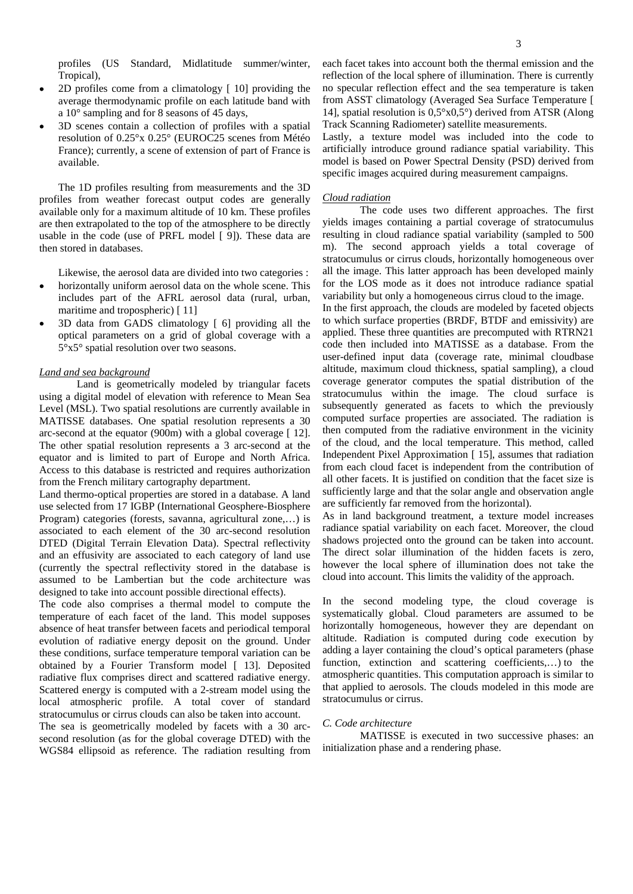profiles (US Standard, Midlatitude summer/winter, Tropical),

- 2D profiles come from a climatology [ 10] providing the average thermodynamic profile on each latitude band with a 10° sampling and for 8 seasons of 45 days,
- 3D scenes contain a collection of profiles with a spatial resolution of 0.25°x 0.25° (EUROC25 scenes from Météo France); currently, a scene of extension of part of France is available.

The 1D profiles resulting from measurements and the 3D profiles from weather forecast output codes are generally available only for a maximum altitude of 10 km. These profiles are then extrapolated to the top of the atmosphere to be directly usable in the code (use of PRFL model [ 9]). These data are then stored in databases.

Likewise, the aerosol data are divided into two categories :

- horizontally uniform aerosol data on the whole scene. This includes part of the AFRL aerosol data (rural, urban, maritime and tropospheric) [ 11]
- 3D data from GADS climatology [ 6] providing all the optical parameters on a grid of global coverage with a 5°x5° spatial resolution over two seasons.

*Land and sea background*

Land is geometrically modeled by triangular facets using a digital model of elevation with reference to Mean Sea Level (MSL). Two spatial resolutions are currently available in MATISSE databases. One spatial resolution represents a 30 arc-second at the equator (900m) with a global coverage [ 12]. The other spatial resolution represents a 3 arc-second at the equator and is limited to part of Europe and North Africa. Access to this database is restricted and requires authorization from the French military cartography department.

Land thermo-optical properties are stored in a database. A land use selected from 17 IGBP (International Geosphere-Biosphere Program) categories (forests, savanna, agricultural zone,…) is associated to each element of the 30 arc-second resolution DTED (Digital Terrain Elevation Data). Spectral reflectivity and an effusivity are associated to each category of land use (currently the spectral reflectivity stored in the database is assumed to be Lambertian but the code architecture was designed to take into account possible directional effects).

The code also comprises a thermal model to compute the temperature of each facet of the land. This model supposes absence of heat transfer between facets and periodical temporal evolution of radiative energy deposit on the ground. Under these conditions, surface temperature temporal variation can be obtained by a Fourier Transform model [ 13]. Deposited radiative flux comprises direct and scattered radiative energy. Scattered energy is computed with a 2-stream model using the local atmospheric profile. A total cover of standard stratocumulus or cirrus clouds can also be taken into account.

The sea is geometrically modeled by facets with a 30 arc-second resolution (as for the global coverage DTED) with the WGS84 ellipsoid as reference. The radiation resulting from each facet takes into account both the thermal emission and the reflection of the local sphere of illumination. There is currently no specular reflection effect and the sea temperature is taken from ASST climatology (Averaged Sea Surface Temperature [ 14], spatial resolution is 0,5°x0,5°) derived from ATSR (Along Track Scanning Radiometer) satellite measurements.

Lastly, a texture model was included into the code to artificially introduce ground radiance spatial variability. This model is based on Power Spectral Density (PSD) derived from specific images acquired during measurement campaigns.

*Cloud radiation*

The code uses two different approaches. The first yields images containing a partial coverage of stratocumulus resulting in cloud radiance spatial variability (sampled to 500 m). The second approach yields a total coverage of stratocumulus or cirrus clouds, horizontally homogeneous over all the image. This latter approach has been developed mainly for the LOS mode as it does not introduce radiance spatial variability but only a homogeneous cirrus cloud to the image.

In the first approach, the clouds are modeled by faceted objects to which surface properties (BRDF, BTDF and emissivity) are applied. These three quantities are precomputed with RTRN21 code then included into MATISSE as a database. From the user-defined input data (coverage rate, minimal cloudbase altitude, maximum cloud thickness, spatial sampling), a cloud coverage generator computes the spatial distribution of the stratocumulus within the image. The cloud surface is subsequently generated as facets to which the previously computed surface properties are associated. The radiation is then computed from the radiative environment in the vicinity of the cloud, and the local temperature. This method, called Independent Pixel Approximation [ 15], assumes that radiation from each cloud facet is independent from the contribution of all other facets. It is justified on condition that the facet size is sufficiently large and that the solar angle and observation angle are sufficiently far removed from the horizontal).

As in land background treatment, a texture model increases radiance spatial variability on each facet. Moreover, the cloud shadows projected onto the ground can be taken into account. The direct solar illumination of the hidden facets is zero, however the local sphere of illumination does not take the cloud into account. This limits the validity of the approach.

In the second modeling type, the cloud coverage is systematically global. Cloud parameters are assumed to be horizontally homogeneous, however they are dependant on altitude. Radiation is computed during code execution by adding a layer containing the cloud's optical parameters (phase function, extinction and scattering coefficients,…) to the atmospheric quantities. This computation approach is similar to that applied to aerosols. The clouds modeled in this mode are stratocumulus or cirrus.

*C. Code architecture*

MATISSE is executed in two successive phases: an initialization phase and a rendering phase.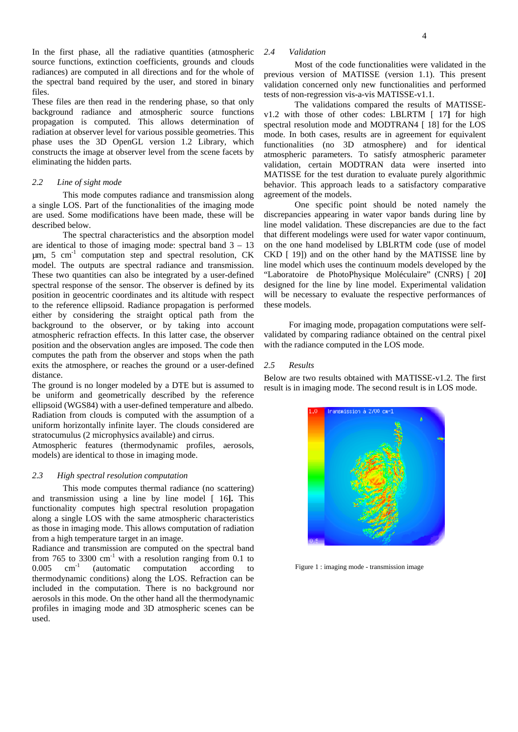In the first phase, all the radiative quantities (atmospheric source functions, extinction coefficients, grounds and clouds radiances) are computed in all directions and for the whole of the spectral band required by the user, and stored in binary files.

These files are then read in the rendering phase, so that only background radiance and atmospheric source functions propagation is computed. This allows determination of radiation at observer level for various possible geometries. This phase uses the 3D OpenGL version 1.2 Library, which constructs the image at observer level from the scene facets by eliminating the hidden parts.

### *2.2 Line of sight mode*

This mode computes radiance and transmission along a single LOS. Part of the functionalities of the imaging mode are used. Some modifications have been made, these will be described below.

The spectral characteristics and the absorption model are identical to those of imaging mode: spectral band 3 – 13 µm, 5 $cm^{-1}$ computation step and spectral resolution, CK model. The outputs are spectral radiance and transmission. These two quantities can also be integrated by a user-defined spectral response of the sensor. The observer is defined by its position in geocentric coordinates and its altitude with respect to the reference ellipsoid. Radiance propagation is performed either by considering the straight optical path from the background to the observer, or by taking into account atmospheric refraction effects. In this latter case, the observer position and the observation angles are imposed. The code then computes the path from the observer and stops when the path exits the atmosphere, or reaches the ground or a user-defined distance.

The ground is no longer modeled by a DTE but is assumed to be uniform and geometrically described by the reference ellipsoid (WGS84) with a user-defined temperature and albedo. Radiation from clouds is computed with the assumption of a uniform horizontally infinite layer. The clouds considered are stratocumulus (2 microphysics available) and cirrus.

Atmospheric features (thermodynamic profiles, aerosols, models) are identical to those in imaging mode.

### *2.3 High spectral resolution computation*

This mode computes thermal radiance (no scattering) and transmission using a line by line model [ 16]. This functionality computes high spectral resolution propagation along a single LOS with the same atmospheric characteristics as those in imaging mode. This allows computation of radiation from a high temperature target in an image.

Radiance and transmission are computed on the spectral band from 765 to 3300 $cm^{-1}$ with a resolution ranging from 0.1 to 0.005 $cm^{-1}$ (automatic computation according to thermodynamic conditions) along the LOS. Refraction can be included in the computation. There is no background nor aerosols in this mode. On the other hand all the thermodynamic profiles in imaging mode and 3D atmospheric scenes can be used.

### *2.4 Validation*

Most of the code functionalities were validated in the previous version of MATISSE (version 1.1). This present validation concerned only new functionalities and performed tests of non-regression vis-a-vis MATISSE-v1.1.

The validations compared the results of MATISSE-v1.2 with those of other codes: LBLRTM [ 17] for high spectral resolution mode and MODTRAN4 [ 18] for the LOS mode. In both cases, results are in agreement for equivalent functionalities (no 3D atmosphere) and for identical atmospheric parameters. To satisfy atmospheric parameter validation, certain MODTRAN data were inserted into MATISSE for the test duration to evaluate purely algorithmic behavior. This approach leads to a satisfactory comparative agreement of the models.

One specific point should be noted namely the discrepancies appearing in water vapor bands during line by line model validation. These discrepancies are due to the fact that different modelings were used for water vapor continuum, on the one hand modelised by LBLRTM code (use of model CKD [ 19]) and on the other hand by the MATISSE line by line model which uses the continuum models developed by the "Laboratoire de PhotoPhysique Moléculaire" (CNRS) [ 20] designed for the line by line model. Experimental validation will be necessary to evaluate the respective performances of these models.

For imaging mode, propagation computations were self-validated by comparing radiance obtained on the central pixel with the radiance computed in the LOS mode.

### *2.5 Results*

Below are two results obtained with MATISSE-v1.2. The first result is in imaging mode. The second result is in LOS mode.

Figure 1 : imaging mode - transmission image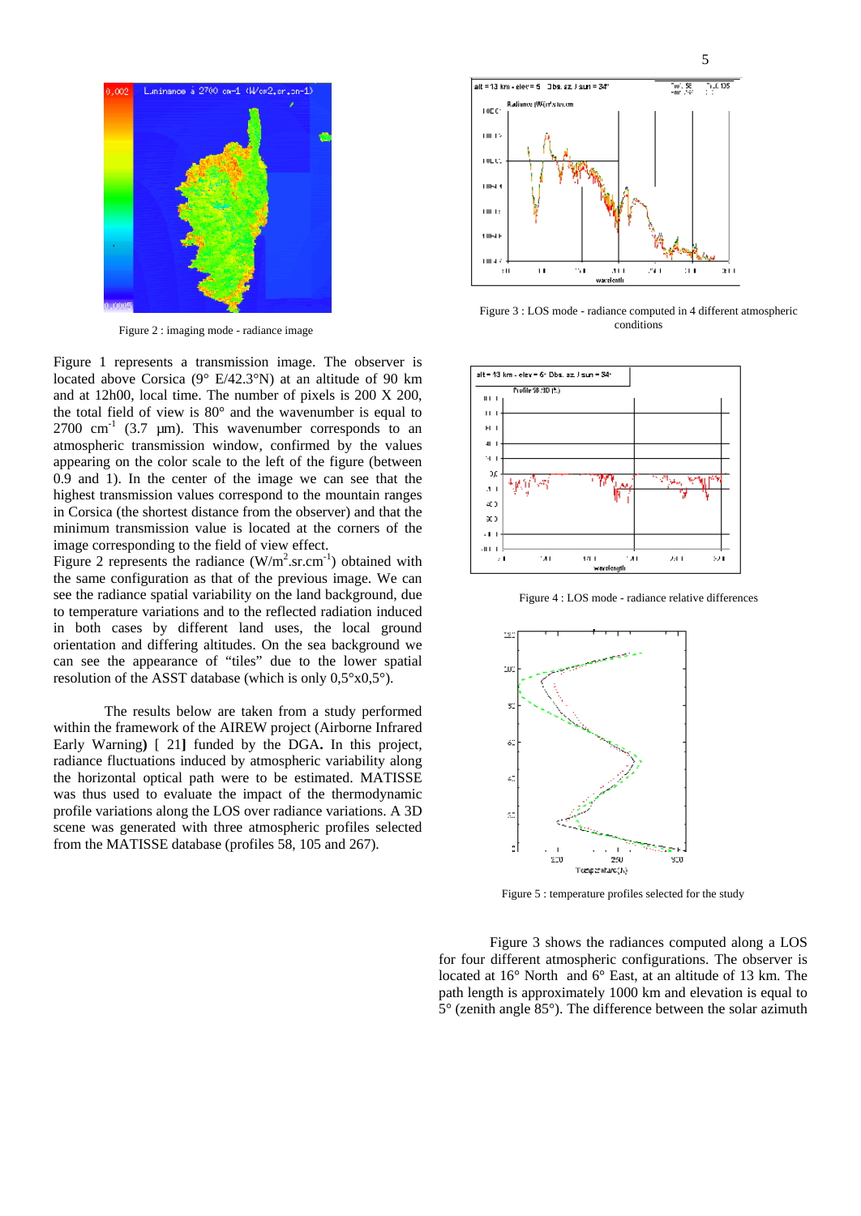Figure 2 : imaging mode - radiance image

Figure 1 represents a transmission image. The observer is located above Corsica (9° E/42.3°N) at an altitude of 90 km and at 12h00, local time. The number of pixels is 200 X 200, the total field of view is 80° and the wavenumber is equal to 2700 $cm^{-1}$ (3.7 µm). This wavenumber corresponds to an atmospheric transmission window, confirmed by the values appearing on the color scale to the left of the figure (between 0.9 and 1). In the center of the image we can see that the highest transmission values correspond to the mountain ranges in Corsica (the shortest distance from the observer) and that the minimum transmission value is located at the corners of the image corresponding to the field of view effect.

Figure 2 represents the radiance ($W/m^2.sr.cm^{-1}$) obtained with the same configuration as that of the previous image. We can see the radiance spatial variability on the land background, due to temperature variations and to the reflected radiation induced in both cases by different land uses, the local ground orientation and differing altitudes. On the sea background we can see the appearance of "tiles" due to the lower spatial resolution of the ASST database (which is only 0,5°x0,5°).

The results below are taken from a study performed within the framework of the AIREW project (Airborne Infrared Early Warning) [ 21] funded by the DGA. In this project, radiance fluctuations induced by atmospheric variability along the horizontal optical path were to be estimated. MATISSE was thus used to evaluate the impact of the thermodynamic profile variations along the LOS over radiance variations. A 3D scene was generated with three atmospheric profiles selected from the MATISSE database (profiles 58, 105 and 267).

Figure 3 : LOS mode - radiance computed in 4 different atmospheric conditions

Figure 4 : LOS mode - radiance relative differences

Figure 5 : temperature profiles selected for the study

Figure 3 shows the radiances computed along a LOS for four different atmospheric configurations. The observer is located at 16° North and 6° East, at an altitude of 13 km. The path length is approximately 1000 km and elevation is equal to 5° (zenith angle 85°). The difference between the solar azimuth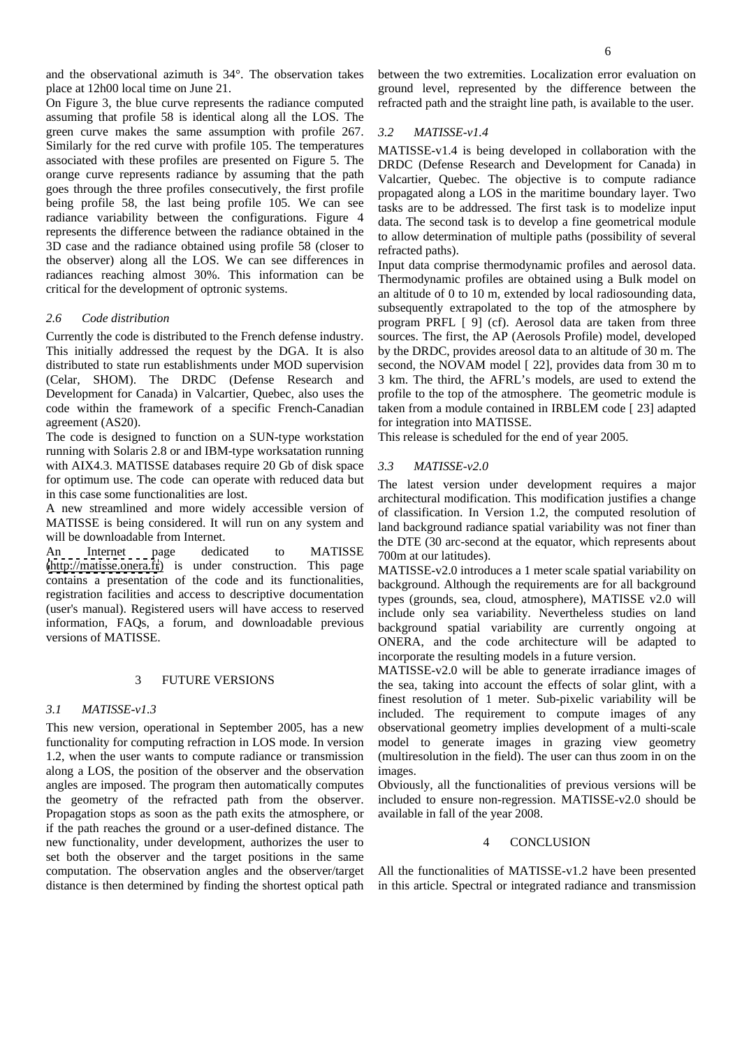and the observational azimuth is 34°. The observation takes place at 12h00 local time on June 21.

On Figure 3, the blue curve represents the radiance computed assuming that profile 58 is identical along all the LOS. The green curve makes the same assumption with profile 267. Similarly for the red curve with profile 105. The temperatures associated with these profiles are presented on Figure 5. The orange curve represents radiance by assuming that the path goes through the three profiles consecutively, the first profile being profile 58, the last being profile 105. We can see radiance variability between the configurations. Figure 4 represents the difference between the radiance obtained in the 3D case and the radiance obtained using profile 58 (closer to the observer) along all the LOS. We can see differences in radiances reaching almost 30%. This information can be critical for the development of optronic systems.

### *2.6 Code distribution*

Currently the code is distributed to the French defense industry. This initially addressed the request by the DGA. It is also distributed to state run establishments under MOD supervision (Celar, SHOM). The DRDC (Defense Research and Development for Canada) in Valcartier, Quebec, also uses the code within the framework of a specific French-Canadian agreement (AS20).

The code is designed to function on a SUN-type workstation running with Solaris 2.8 or and IBM-type worksatation running with AIX4.3. MATISSE databases require 20 Gb of disk space for optimum use. The code can operate with reduced data but in this case some functionalities are lost.

A new streamlined and more widely accessible version of MATISSE is being considered. It will run on any system and will be downloadable from Internet.

An Internet page dedicated to MATISSE (http://matisse.onera.fr) is under construction. This page contains a presentation of the code and its functionalities, registration facilities and access to descriptive documentation (user's manual). Registered users will have access to reserved information, FAQs, a forum, and downloadable previous versions of MATISSE.

## 3 FUTURE VERSIONS

### *3.1 MATISSE-v1.3*

This new version, operational in September 2005, has a new functionality for computing refraction in LOS mode. In version 1.2, when the user wants to compute radiance or transmission along a LOS, the position of the observer and the observation angles are imposed. The program then automatically computes the geometry of the refracted path from the observer. Propagation stops as soon as the path exits the atmosphere, or if the path reaches the ground or a user-defined distance. The new functionality, under development, authorizes the user to set both the observer and the target positions in the same computation. The observation angles and the observer/target distance is then determined by finding the shortest optical path between the two extremities. Localization error evaluation on ground level, represented by the difference between the refracted path and the straight line path, is available to the user.

### *3.2 MATISSE-v1.4*

MATISSE-v1.4 is being developed in collaboration with the DRDC (Defense Research and Development for Canada) in Valcartier, Quebec. The objective is to compute radiance propagated along a LOS in the maritime boundary layer. Two tasks are to be addressed. The first task is to modelize input data. The second task is to develop a fine geometrical module to allow determination of multiple paths (possibility of several refracted paths).

Input data comprise thermodynamic profiles and aerosol data. Thermodynamic profiles are obtained using a Bulk model on an altitude of 0 to 10 m, extended by local radiosounding data, subsequently extrapolated to the top of the atmosphere by program PRFL [ 9] (cf). Aerosol data are taken from three sources. The first, the AP (Aerosols Profile) model, developed by the DRDC, provides areosol data to an altitude of 30 m. The second, the NOVAM model [ 22], provides data from 30 m to 3 km. The third, the AFRL's models, are used to extend the profile to the top of the atmosphere. The geometric module is taken from a module contained in IRBLEM code [ 23] adapted for integration into MATISSE.

This release is scheduled for the end of year 2005.

### *3.3 MATISSE-v2.0*

The latest version under development requires a major architectural modification. This modification justifies a change of classification. In Version 1.2, the computed resolution of land background radiance spatial variability was not finer than the DTE (30 arc-second at the equator, which represents about 700m at our latitudes).

MATISSE-v2.0 introduces a 1 meter scale spatial variability on background. Although the requirements are for all background types (grounds, sea, cloud, atmosphere), MATISSE v2.0 will include only sea variability. Nevertheless studies on land background spatial variability are currently ongoing at ONERA, and the code architecture will be adapted to incorporate the resulting models in a future version.

MATISSE-v2.0 will be able to generate irradiance images of the sea, taking into account the effects of solar glint, with a finest resolution of 1 meter. Sub-pixelic variability will be included. The requirement to compute images of any observational geometry implies development of a multi-scale model to generate images in grazing view geometry (multiresolution in the field). The user can thus zoom in on the images.

Obviously, all the functionalities of previous versions will be included to ensure non-regression. MATISSE-v2.0 should be available in fall of the year 2008.

## 4 CONCLUSION

All the functionalities of MATISSE-v1.2 have been presented in this article. Spectral or integrated radiance and transmission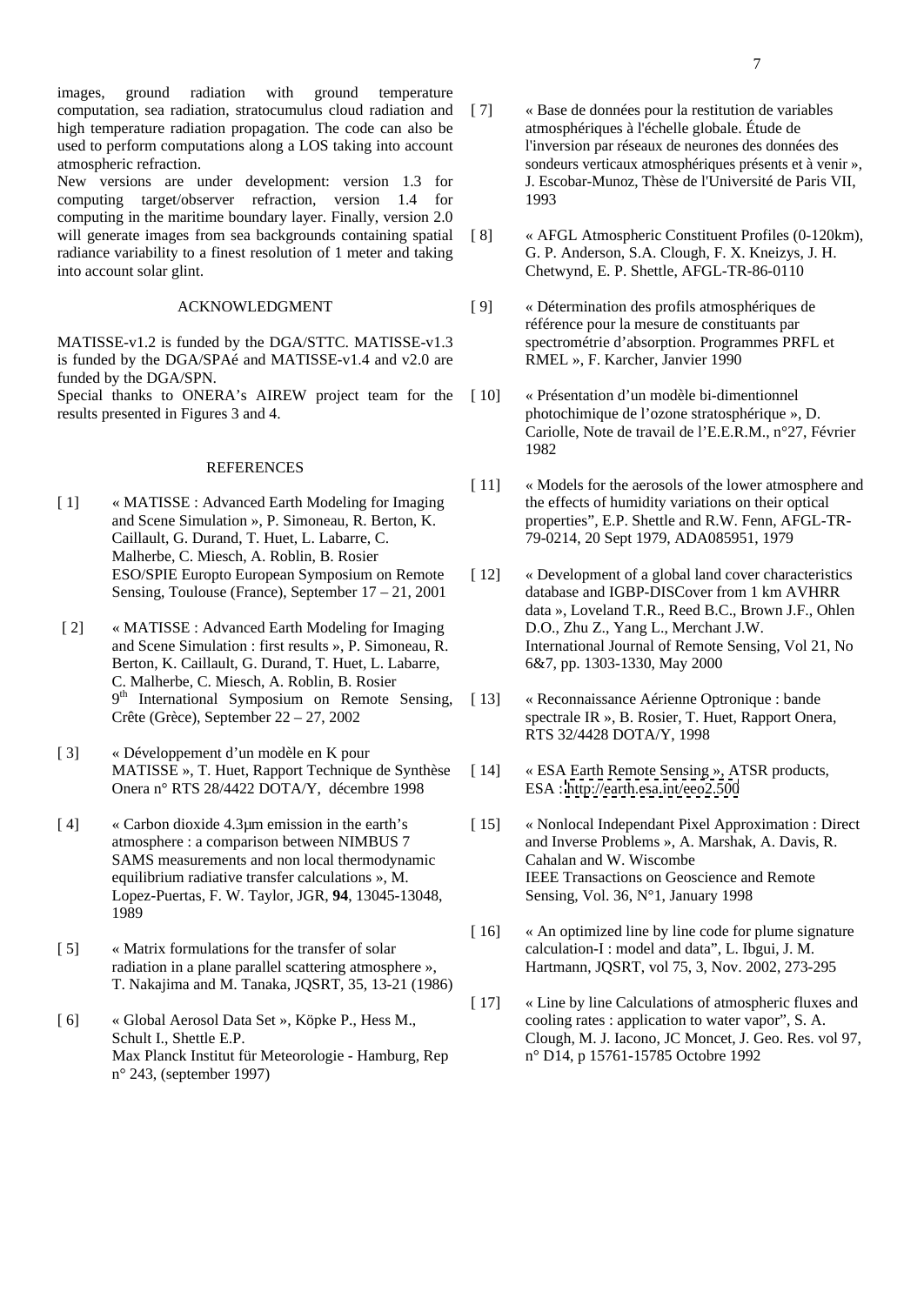images, ground radiation with ground temperature computation, sea radiation, stratocumulus cloud radiation and high temperature radiation propagation. The code can also be used to perform computations along a LOS taking into account atmospheric refraction.

New versions are under development: version 1.3 for computing target/observer refraction, version 1.4 for computing in the maritime boundary layer. Finally, version 2.0 will generate images from sea backgrounds containing spatial radiance variability to a finest resolution of 1 meter and taking into account solar glint.

## ACKNOWLEDGMENT

MATISSE-v1.2 is funded by the DGA/STTC. MATISSE-v1.3 is funded by the DGA/SPAé and MATISSE-v1.4 and v2.0 are funded by the DGA/SPN.

Special thanks to ONERA's AIREW project team for the results presented in Figures 3 and 4.

## REFERENCES

[ 1] « MATISSE : Advanced Earth Modeling for Imaging and Scene Simulation », P. Simoneau, R. Berton, K. Caillault, G. Durand, T. Huet, L. Labarre, C. Malherbe, C. Miesch, A. Roblin, B. Rosier ESO/SPIE Europto European Symposium on Remote Sensing, Toulouse (France), September 17 – 21, 2001

[ 2] « MATISSE : Advanced Earth Modeling for Imaging and Scene Simulation : first results », P. Simoneau, R. Berton, K. Caillault, G. Durand, T. Huet, L. Labarre, C. Malherbe, C. Miesch, A. Roblin, B. Rosier 9th International Symposium on Remote Sensing, Crête (Grèce), September 22 – 27, 2002

[ 3] « Développement d'un modèle en K pour MATISSE », T. Huet, Rapport Technique de Synthèse Onera n° RTS 28/4422 DOTA/Y, décembre 1998

[ 4] « Carbon dioxide 4.3µm emission in the earth's atmosphere : a comparison between NIMBUS 7 SAMS measurements and non local thermodynamic equilibrium radiative transfer calculations », M. Lopez-Puertas, F. W. Taylor, JGR, **94**, 13045-13048, 1989

[ 5] « Matrix formulations for the transfer of solar radiation in a plane parallel scattering atmosphere », T. Nakajima and M. Tanaka, JQSRT, 35, 13-21 (1986)

[ 6] « Global Aerosol Data Set », Köpke P., Hess M., Schult I., Shettle E.P. Max Planck Institut für Meteorologie - Hamburg, Rep n° 243, (september 1997)

[ 7] « Base de données pour la restitution de variables atmosphériques à l'échelle globale. Étude de l'inversion par réseaux de neurones des données des sondeurs verticaux atmosphériques présents et à venir », J. Escobar-Munoz, Thèse de l'Université de Paris VII, 1993

[ 8] « AFGL Atmospheric Constituent Profiles (0-120km), G. P. Anderson, S.A. Clough, F. X. Kneizys, J. H. Chetwynd, E. P. Shettle, AFGL-TR-86-0110

[ 9] « Détermination des profils atmosphériques de référence pour la mesure de constituants par spectrométrie d'absorption. Programmes PRFL et RMEL », F. Karcher, Janvier 1990

[ 10] « Présentation d'un modèle bi-dimentionnel photochimique de l'ozone stratosphérique », D. Cariolle, Note de travail de l'E.E.R.M., n°27, Février 1982

[ 11] « Models for the aerosols of the lower atmosphere and the effects of humidity variations on their optical properties", E.P. Shettle and R.W. Fenn, AFGL-TR-79-0214, 20 Sept 1979, ADA085951, 1979

[ 12] « Development of a global land cover characteristics database and IGBP-DISCover from 1 km AVHRR data », Loveland T.R., Reed B.C., Brown J.F., Ohlen D.O., Zhu Z., Yang L., Merchant J.W. International Journal of Remote Sensing, Vol 21, No 6&7, pp. 1303-1330, May 2000

[ 13] « Reconnaissance Aérienne Optronique : bande spectrale IR », B. Rosier, T. Huet, Rapport Onera, RTS 32/4428 DOTA/Y, 1998

[ 14] « ESA Earth Remote Sensing », ATSR products, ESA : http://earth.esa.int/eeo2.500

[ 15] « Nonlocal Independant Pixel Approximation : Direct and Inverse Problems », A. Marshak, A. Davis, R. Cahalan and W. Wiscombe IEEE Transactions on Geoscience and Remote Sensing, Vol. 36, N°1, January 1998

[ 16] « An optimized line by line code for plume signature calculation-I : model and data", L. Ibgui, J. M. Hartmann, JQSRT, vol 75, 3, Nov. 2002, 273-295

[ 17] « Line by line Calculations of atmospheric fluxes and cooling rates : application to water vapor", S. A. Clough, M. J. Iacono, JC Moncet, J. Geo. Res. vol 97, n° D14, p 15761-15785 Octobre 1992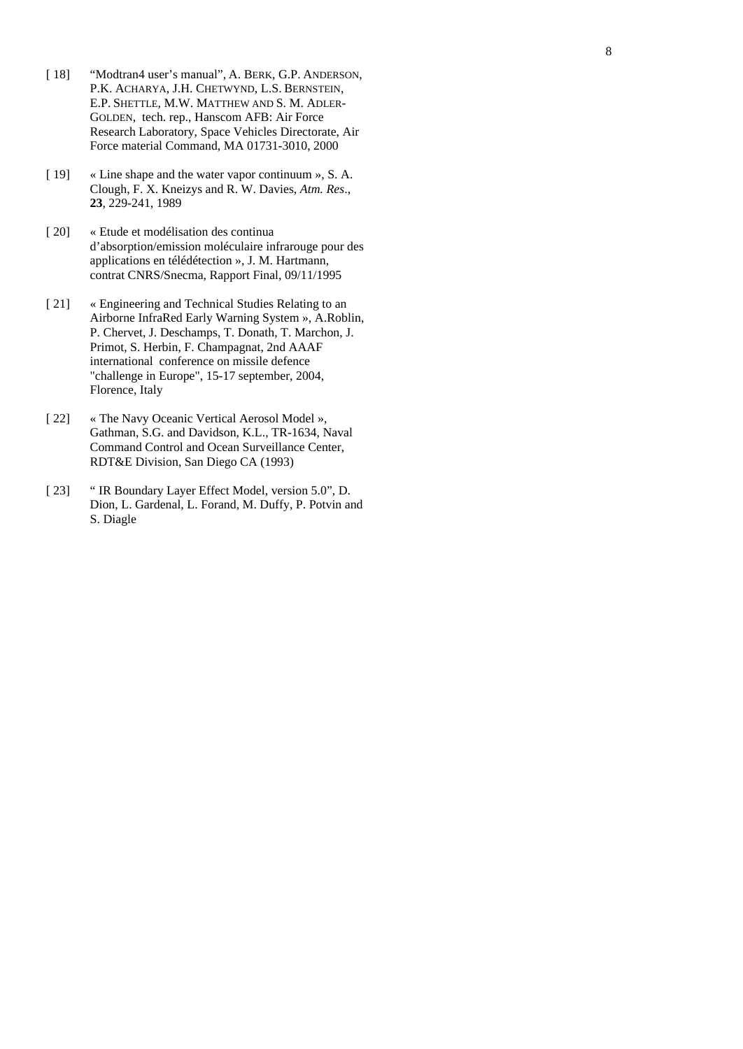[ 18] "Modtran4 user's manual", A. BERK, G.P. ANDERSON, P.K. ACHARYA, J.H. CHETWYND, L.S. BERNSTEIN, E.P. SHETTLE, M.W. MATTHEW AND S. M. ADLER-GOLDEN, tech. rep., Hanscom AFB: Air Force Research Laboratory, Space Vehicles Directorate, Air Force material Command, MA 01731-3010, 2000

[ 19] « Line shape and the water vapor continuum », S. A. Clough, F. X. Kneizys and R. W. Davies, *Atm. Res*., **23**, 229-241, 1989

[ 20] « Etude et modélisation des continua d'absorption/emission moléculaire infrarouge pour des applications en télédétection », J. M. Hartmann, contrat CNRS/Snecma, Rapport Final, 09/11/1995

[ 21] « Engineering and Technical Studies Relating to an Airborne InfraRed Early Warning System », A.Roblin, P. Chervet, J. Deschamps, T. Donath, T. Marchon, J. Primot, S. Herbin, F. Champagnat, 2nd AAAF international conference on missile defence "challenge in Europe", 15-17 september, 2004, Florence, Italy

[ 22] « The Navy Oceanic Vertical Aerosol Model », Gathman, S.G. and Davidson, K.L., TR-1634, Naval Command Control and Ocean Surveillance Center, RDT&E Division, San Diego CA (1993)

[ 23] " IR Boundary Layer Effect Model, version 5.0", D. Dion, L. Gardenal, L. Forand, M. Duffy, P. Potvin and S. Diagle